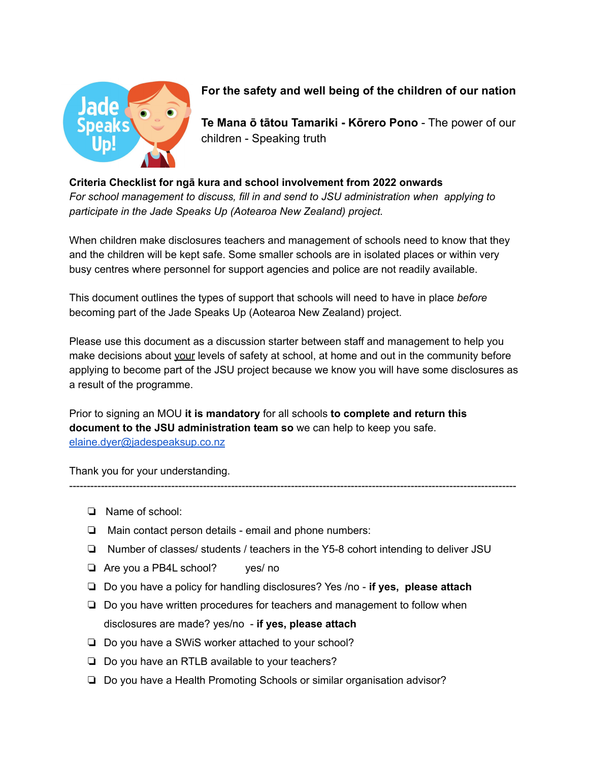**For the safety and well being of the children of our nation**

**Te Mana ō tātou Tamariki - Kōrero Pono** - The power of our children - Speaking truth

**Criteria Checklist for ngā kura and school involvement from 2022 onwards**

*For school management to discuss, fill in and send to JSU administration when applying to participate in the Jade Speaks Up (Aotearoa New Zealand) project.*

When children make disclosures teachers and management of schools need to know that they and the children will be kept safe. Some smaller schools are in isolated places or within very busy centres where personnel for support agencies and police are not readily available.

This document outlines the types of support that schools will need to have in place *before* becoming part of the Jade Speaks Up (Aotearoa New Zealand) project.

Please use this document as a discussion starter between staff and management to help you make decisions about your levels of safety at school, at home and out in the community before applying to become part of the JSU project because we know you will have some disclosures as a result of the programme.

Prior to signing an MOU **it is mandatory** for all schools **to complete and return this document to the JSU administration team so** we can help to keep you safe.
elaine.dyer@jadespeaksup.co.nz

Thank you for your understanding.

---

- ❏ Name of school:
- ❏ Main contact person details - email and phone numbers:
- ❏ Number of classes/ students / teachers in the Y5-8 cohort intending to deliver JSU
- ❏ Are you a PB4L school? yes/ no
- ❏ Do you have a policy for handling disclosures? Yes /no - **if yes, please attach**
- ❏ Do you have written procedures for teachers and management to follow when disclosures are made? yes/no - **if yes, please attach**
- ❏ Do you have a SWiS worker attached to your school?
- ❏ Do you have an RTLB available to your teachers?
- ❏ Do you have a Health Promoting Schools or similar organisation advisor?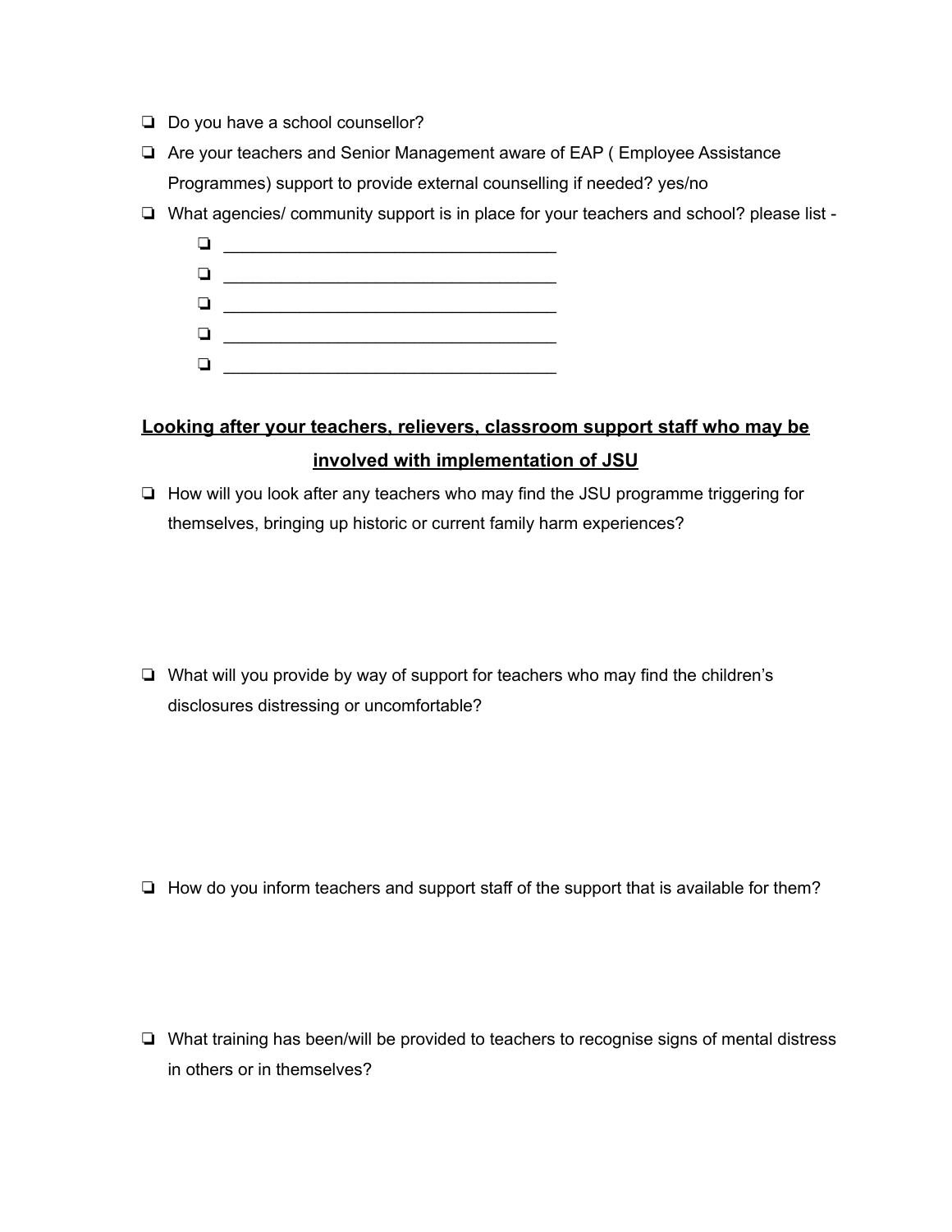- ❏ Do you have a school counsellor?
- ❏ Are your teachers and Senior Management aware of EAP ( Employee Assistance Programmes) support to provide external counselling if needed? yes/no
- ❏ What agencies/ community support is in place for your teachers and school? please list -
  - ❏ ___________________________________
  - ❏ ___________________________________
  - ❏ ___________________________________
  - ❏ ___________________________________
  - ❏ ___________________________________

## <u>Looking after your teachers, relievers, classroom support staff who may be involved with implementation of JSU</u>

- ❏ How will you look after any teachers who may find the JSU programme triggering for themselves, bringing up historic or current family harm experiences?

- ❏ What will you provide by way of support for teachers who may find the children's disclosures distressing or uncomfortable?

- ❏ How do you inform teachers and support staff of the support that is available for them?

- ❏ What training has been/will be provided to teachers to recognise signs of mental distress in others or in themselves?